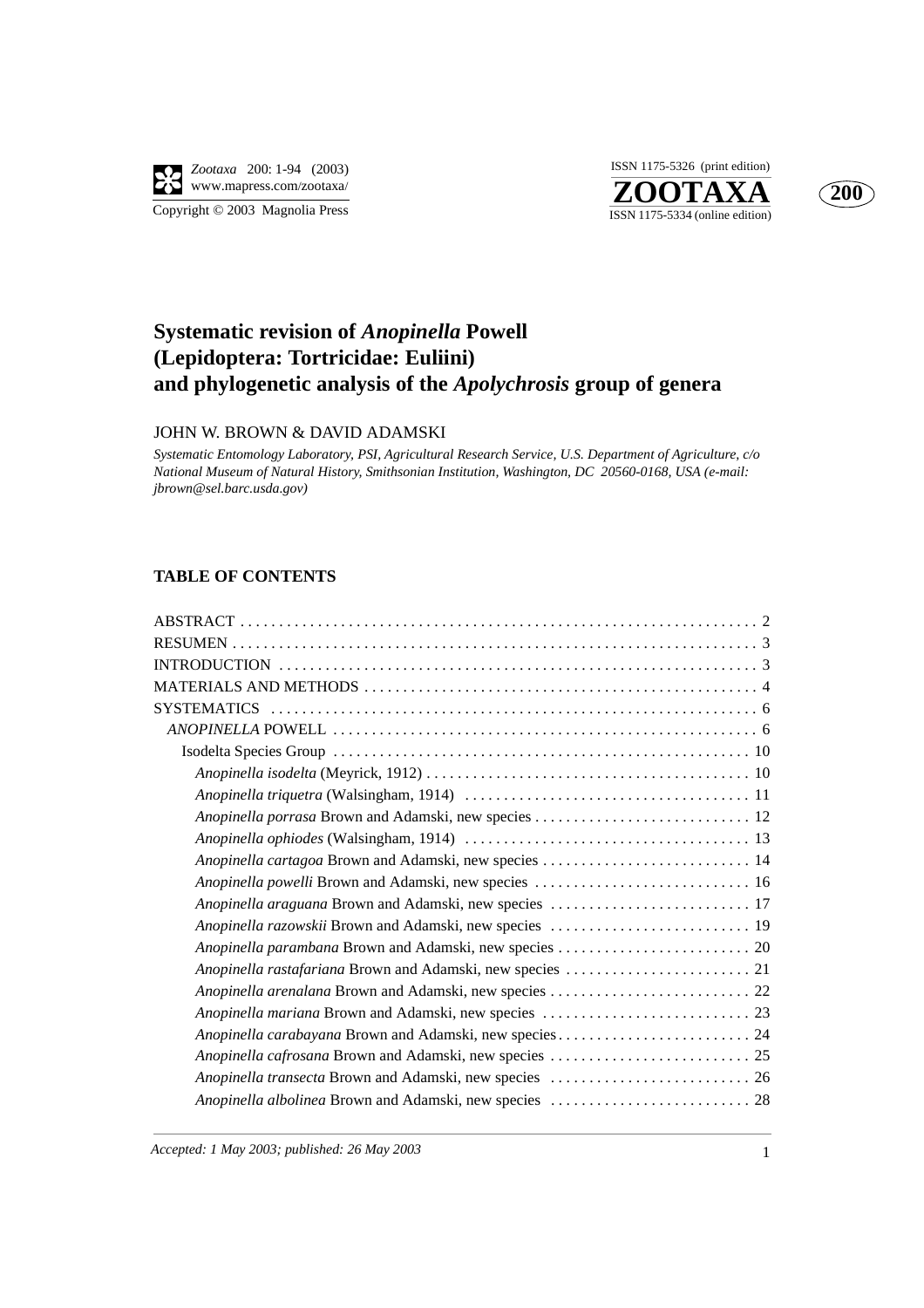# Systematic revision of *Anopinella* Powell (Lepidoptera: Tortricidae: Euliini) and phylogenetic analysis of the *Apolychrosis* group of genera

JOHN W. BROWN & DAVID ADAMSKI

*Systematic Entomology Laboratory, PSI, Agricultural Research Service, U.S. Department of Agriculture, c/o National Museum of Natural History, Smithsonian Institution, Washington, DC 20560-0168, USA (e-mail: jbrown@sel.barc.usda.gov)*

## TABLE OF CONTENTS

- ABSTRACT . . . . . 2
- RESUMEN . . . . . 3
- INTRODUCTION . . . . . 3
- MATERIALS AND METHODS . . . . . 4
- SYSTEMATICS . . . . . 6
  - *ANOPINELLA* POWELL . . . . . 6
    - Isodelta Species Group . . . . . 10
      - *Anopinella isodelta* (Meyrick, 1912) . . . . . 10
      - *Anopinella triquetra* (Walsingham, 1914) . . . . . 11
      - *Anopinella porrasa* Brown and Adamski, new species . . . . . 12
      - *Anopinella ophiodes* (Walsingham, 1914) . . . . . 13
      - *Anopinella cartagoa* Brown and Adamski, new species . . . . . 14
      - *Anopinella powelli* Brown and Adamski, new species . . . . . 16
      - *Anopinella araguana* Brown and Adamski, new species . . . . . 17
      - *Anopinella razowskii* Brown and Adamski, new species . . . . . 19
      - *Anopinella parambana* Brown and Adamski, new species . . . . . 20
      - *Anopinella rastafariana* Brown and Adamski, new species . . . . . 21
      - *Anopinella arenalana* Brown and Adamski, new species . . . . . 22
      - *Anopinella mariana* Brown and Adamski, new species . . . . . 23
      - *Anopinella carabayana* Brown and Adamski, new species . . . . . 24
      - *Anopinella cafrosana* Brown and Adamski, new species . . . . . 25
      - *Anopinella transecta* Brown and Adamski, new species . . . . . 26
      - *Anopinella albolinea* Brown and Adamski, new species . . . . . 28

*Accepted: 1 May 2003; published: 26 May 2003*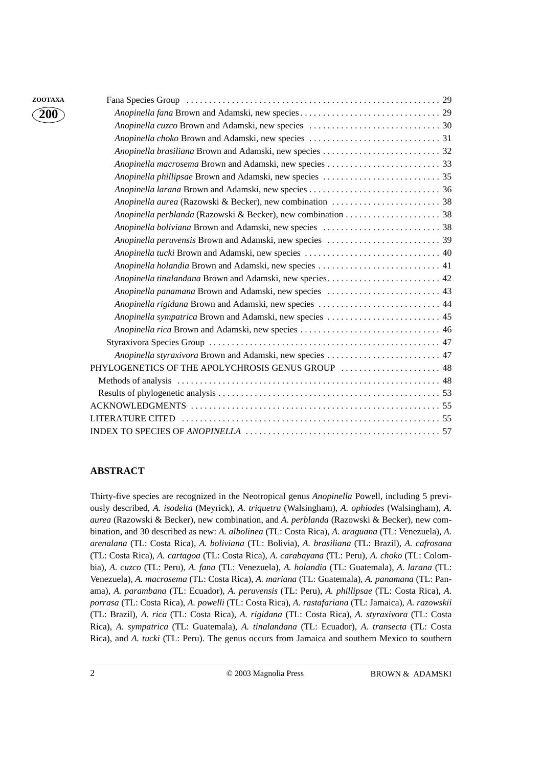Fana Species Group ........................................................ 29

*Anopinella fana* Brown and Adamski, new species ............................... 29

*Anopinella cuzco* Brown and Adamski, new species ............................. 30

*Anopinella choko* Brown and Adamski, new species ............................. 31

*Anopinella brasiliana* Brown and Adamski, new species .......................... 32

*Anopinella macrosema* Brown and Adamski, new species .......................... 33

*Anopinella phillipsae* Brown and Adamski, new species .......................... 35

*Anopinella larana* Brown and Adamski, new species .............................. 36

*Anopinella aurea* (Razowski & Becker), new combination ........................ 38

*Anopinella perblanda* (Razowski & Becker), new combination ..................... 38

*Anopinella boliviana* Brown and Adamski, new species .......................... 38

*Anopinella peruvensis* Brown and Adamski, new species ......................... 39

*Anopinella tucki* Brown and Adamski, new species .............................. 40

*Anopinella holandia* Brown and Adamski, new species ........................... 41

*Anopinella tinalandana* Brown and Adamski, new species ......................... 42

*Anopinella panamana* Brown and Adamski, new species ........................... 43

*Anopinella rigidana* Brown and Adamski, new species ........................... 44

*Anopinella sympatrica* Brown and Adamski, new species ......................... 45

*Anopinella rica* Brown and Adamski, new species ............................... 46

Styraxivora Species Group ................................................... 47

*Anopinella styraxivora* Brown and Adamski, new species ......................... 47

PHYLOGENETICS OF THE APOLYCHROSIS GENUS GROUP ...................... 48

Methods of analysis .......................................................... 48

Results of phylogenetic analysis ................................................ 53

ACKNOWLEDGMENTS ...................................................... 55

LITERATURE CITED ........................................................ 55

INDEX TO SPECIES OF *ANOPINELLA* ........................................... 57

## ABSTRACT

Thirty-five species are recognized in the Neotropical genus *Anopinella* Powell, including 5 previously described, *A. isodelta* (Meyrick), *A. triquetra* (Walsingham), *A. ophiodes* (Walsingham), *A. aurea* (Razowski & Becker), new combination, and *A. perblanda* (Razowski & Becker), new combination, and 30 described as new: *A. albolinea* (TL: Costa Rica), *A. araguana* (TL: Venezuela), *A. arenalana* (TL: Costa Rica), *A. boliviana* (TL: Bolivia), *A. brasiliana* (TL: Brazil), *A. cafrosana* (TL: Costa Rica), *A. cartagoa* (TL: Costa Rica), *A. carabayana* (TL: Peru), *A. choko* (TL: Colombia), *A. cuzco* (TL: Peru), *A. fana* (TL: Venezuela), *A. holandia* (TL: Guatemala), *A. larana* (TL: Venezuela), *A. macrosema* (TL: Costa Rica), *A. mariana* (TL: Guatemala), *A. panamana* (TL: Panama), *A. parambana* (TL: Ecuador), *A. peruvensis* (TL: Peru), *A. phillipsae* (TL: Costa Rica), *A. porrasa* (TL: Costa Rica), *A. powelli* (TL: Costa Rica), *A. rastafariana* (TL: Jamaica), *A. razowskii* (TL: Brazil), *A. rica* (TL: Costa Rica), *A. rigidana* (TL: Costa Rica), *A. styraxivora* (TL: Costa Rica), *A. sympatrica* (TL: Guatemala), *A. tinalandana* (TL: Ecuador), *A. transecta* (TL: Costa Rica), and *A. tucki* (TL: Peru). The genus occurs from Jamaica and southern Mexico to southern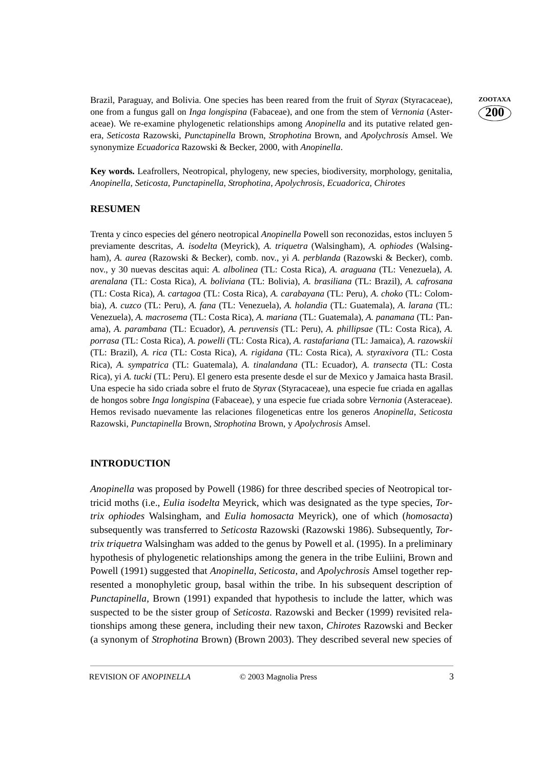Brazil, Paraguay, and Bolivia. One species has been reared from the fruit of *Styrax* (Styracaceae), one from a fungus gall on *Inga longispina* (Fabaceae), and one from the stem of *Vernonia* (Asteraceae). We re-examine phylogenetic relationships among *Anopinella* and its putative related genera, *Seticosta* Razowski, *Punctapinella* Brown, *Strophotina* Brown, and *Apolychrosis* Amsel. We synonymize *Ecuadorica* Razowski & Becker, 2000, with *Anopinella*.

**Key words.** Leafrollers, Neotropical, phylogeny, new species, biodiversity, morphology, genitalia, *Anopinella*, *Seticosta*, *Punctapinella*, *Strophotina*, *Apolychrosis*, *Ecuadorica*, *Chirotes*

## RESUMEN

Trenta y cinco especies del género neotropical *Anopinella* Powell son reconozidas, estos incluyen 5 previamente descritas, *A. isodelta* (Meyrick), *A. triquetra* (Walsingham), *A. ophiodes* (Walsingham), *A. aurea* (Razowski & Becker), comb. nov., yi *A. perblanda* (Razowski & Becker), comb. nov., y 30 nuevas descitas aqui: *A. albolinea* (TL: Costa Rica), *A. araguana* (TL: Venezuela), *A. arenalana* (TL: Costa Rica), *A. boliviana* (TL: Bolivia), *A. brasiliana* (TL: Brazil), *A. cafrosana* (TL: Costa Rica), *A. cartagoa* (TL: Costa Rica), *A. carabayana* (TL: Peru), *A. choko* (TL: Colombia), *A. cuzco* (TL: Peru), *A. fana* (TL: Venezuela), *A. holandia* (TL: Guatemala), *A. larana* (TL: Venezuela), *A. macrosema* (TL: Costa Rica), *A. mariana* (TL: Guatemala), *A. panamana* (TL: Panama), *A. parambana* (TL: Ecuador), *A. peruvensis* (TL: Peru), *A. phillipsae* (TL: Costa Rica), *A. porrasa* (TL: Costa Rica), *A. powelli* (TL: Costa Rica), *A. rastafariana* (TL: Jamaica), *A. razowskii* (TL: Brazil), *A. rica* (TL: Costa Rica), *A. rigidana* (TL: Costa Rica), *A. styraxivora* (TL: Costa Rica), *A. sympatrica* (TL: Guatemala), *A. tinalandana* (TL: Ecuador), *A. transecta* (TL: Costa Rica), yi *A. tucki* (TL: Peru). El genero esta presente desde el sur de Mexico y Jamaica hasta Brasil. Una especie ha sido criada sobre el fruto de *Styrax* (Styracaceae), una especie fue criada en agallas de hongos sobre *Inga longispina* (Fabaceae), y una especie fue criada sobre *Vernonia* (Asteraceae). Hemos revisado nuevamente las relaciones filogeneticas entre los generos *Anopinella*, *Seticosta* Razowski, *Punctapinella* Brown, *Strophotina* Brown, y *Apolychrosis* Amsel.

## INTRODUCTION

*Anopinella* was proposed by Powell (1986) for three described species of Neotropical tortricid moths (i.e., *Eulia isodelta* Meyrick, which was designated as the type species, *Tortrix ophiodes* Walsingham, and *Eulia homosacta* Meyrick), one of which (*homosacta*) subsequently was transferred to *Seticosta* Razowski (Razowski 1986). Subsequently, *Tortrix triquetra* Walsingham was added to the genus by Powell et al. (1995). In a preliminary hypothesis of phylogenetic relationships among the genera in the tribe Euliini, Brown and Powell (1991) suggested that *Anopinella*, *Seticosta*, and *Apolychrosis* Amsel together represented a monophyletic group, basal within the tribe. In his subsequent description of *Punctapinella*, Brown (1991) expanded that hypothesis to include the latter, which was suspected to be the sister group of *Seticosta*. Razowski and Becker (1999) revisited relationships among these genera, including their new taxon, *Chirotes* Razowski and Becker (a synonym of *Strophotina* Brown) (Brown 2003). They described several new species of